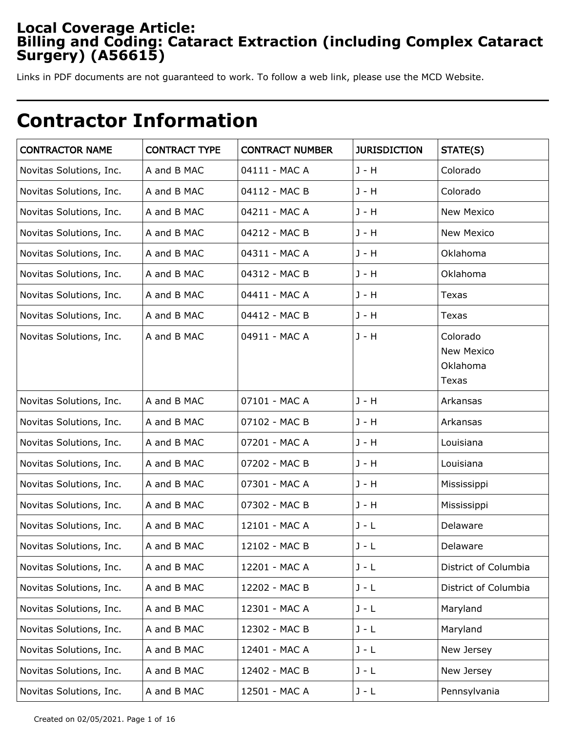# Local Coverage Article: Billing and Coding: Cataract Extraction (including Complex Cataract Surgery) (A56615)

Links in PDF documents are not guaranteed to work. To follow a web link, please use the MCD Website.

## Contractor Information

| CONTRACTOR NAME | CONTRACT TYPE | CONTRACT NUMBER | JURISDICTION | STATE(S) |
|---|---|---|---|---|
| Novitas Solutions, Inc. | A and B MAC | 04111 - MAC A | J - H | Colorado |
| Novitas Solutions, Inc. | A and B MAC | 04112 - MAC B | J - H | Colorado |
| Novitas Solutions, Inc. | A and B MAC | 04211 - MAC A | J - H | New Mexico |
| Novitas Solutions, Inc. | A and B MAC | 04212 - MAC B | J - H | New Mexico |
| Novitas Solutions, Inc. | A and B MAC | 04311 - MAC A | J - H | Oklahoma |
| Novitas Solutions, Inc. | A and B MAC | 04312 - MAC B | J - H | Oklahoma |
| Novitas Solutions, Inc. | A and B MAC | 04411 - MAC A | J - H | Texas |
| Novitas Solutions, Inc. | A and B MAC | 04412 - MAC B | J - H | Texas |
| Novitas Solutions, Inc. | A and B MAC | 04911 - MAC A | J - H | Colorado<br>New Mexico<br>Oklahoma<br>Texas |
| Novitas Solutions, Inc. | A and B MAC | 07101 - MAC A | J - H | Arkansas |
| Novitas Solutions, Inc. | A and B MAC | 07102 - MAC B | J - H | Arkansas |
| Novitas Solutions, Inc. | A and B MAC | 07201 - MAC A | J - H | Louisiana |
| Novitas Solutions, Inc. | A and B MAC | 07202 - MAC B | J - H | Louisiana |
| Novitas Solutions, Inc. | A and B MAC | 07301 - MAC A | J - H | Mississippi |
| Novitas Solutions, Inc. | A and B MAC | 07302 - MAC B | J - H | Mississippi |
| Novitas Solutions, Inc. | A and B MAC | 12101 - MAC A | J - L | Delaware |
| Novitas Solutions, Inc. | A and B MAC | 12102 - MAC B | J - L | Delaware |
| Novitas Solutions, Inc. | A and B MAC | 12201 - MAC A | J - L | District of Columbia |
| Novitas Solutions, Inc. | A and B MAC | 12202 - MAC B | J - L | District of Columbia |
| Novitas Solutions, Inc. | A and B MAC | 12301 - MAC A | J - L | Maryland |
| Novitas Solutions, Inc. | A and B MAC | 12302 - MAC B | J - L | Maryland |
| Novitas Solutions, Inc. | A and B MAC | 12401 - MAC A | J - L | New Jersey |
| Novitas Solutions, Inc. | A and B MAC | 12402 - MAC B | J - L | New Jersey |
| Novitas Solutions, Inc. | A and B MAC | 12501 - MAC A | J - L | Pennsylvania |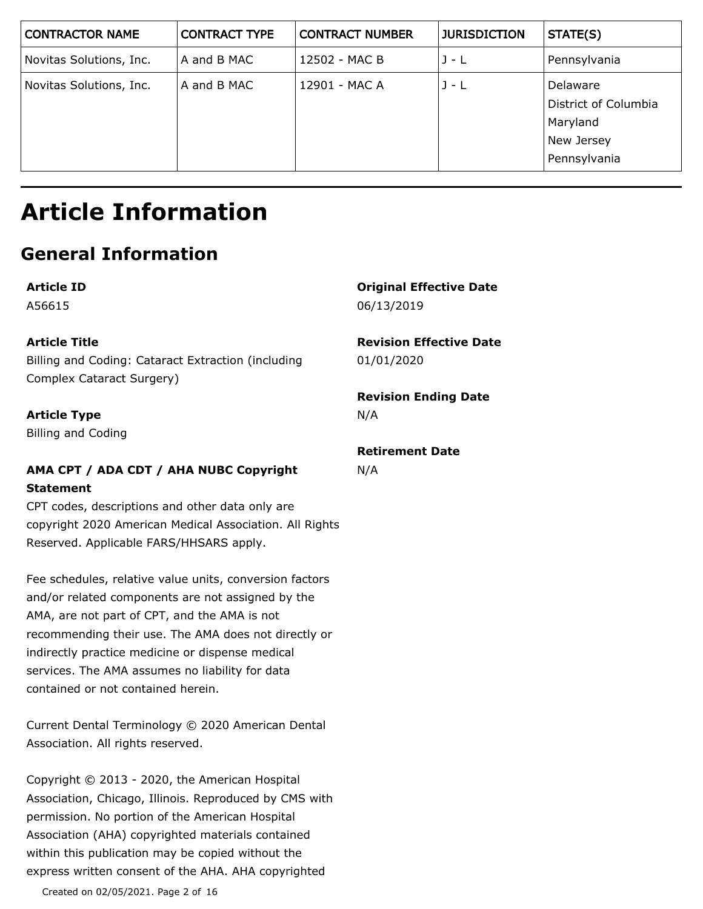| CONTRACTOR NAME | CONTRACT TYPE | CONTRACT NUMBER | JURISDICTION | STATE(S) |
|---|---|---|---|---|
| Novitas Solutions, Inc. | A and B MAC | 12502 - MAC B | J - L | Pennsylvania |
| Novitas Solutions, Inc. | A and B MAC | 12901 - MAC A | J - L | Delaware<br>District of Columbia<br>Maryland<br>New Jersey<br>Pennsylvania |

# Article Information

## General Information

**Article ID**
A56615

**Article Title**
Billing and Coding: Cataract Extraction (including Complex Cataract Surgery)

**Article Type**
Billing and Coding

**AMA CPT / ADA CDT / AHA NUBC Copyright Statement**
CPT codes, descriptions and other data only are copyright 2020 American Medical Association. All Rights Reserved. Applicable FARS/HHSARS apply.

Fee schedules, relative value units, conversion factors and/or related components are not assigned by the AMA, are not part of CPT, and the AMA is not recommending their use. The AMA does not directly or indirectly practice medicine or dispense medical services. The AMA assumes no liability for data contained or not contained herein.

Current Dental Terminology © 2020 American Dental Association. All rights reserved.

Copyright © 2013 - 2020, the American Hospital Association, Chicago, Illinois. Reproduced by CMS with permission. No portion of the American Hospital Association (AHA) copyrighted materials contained within this publication may be copied without the express written consent of the AHA. AHA copyrighted

**Original Effective Date**
06/13/2019

**Revision Effective Date**
01/01/2020

**Revision Ending Date**
N/A

**Retirement Date**
N/A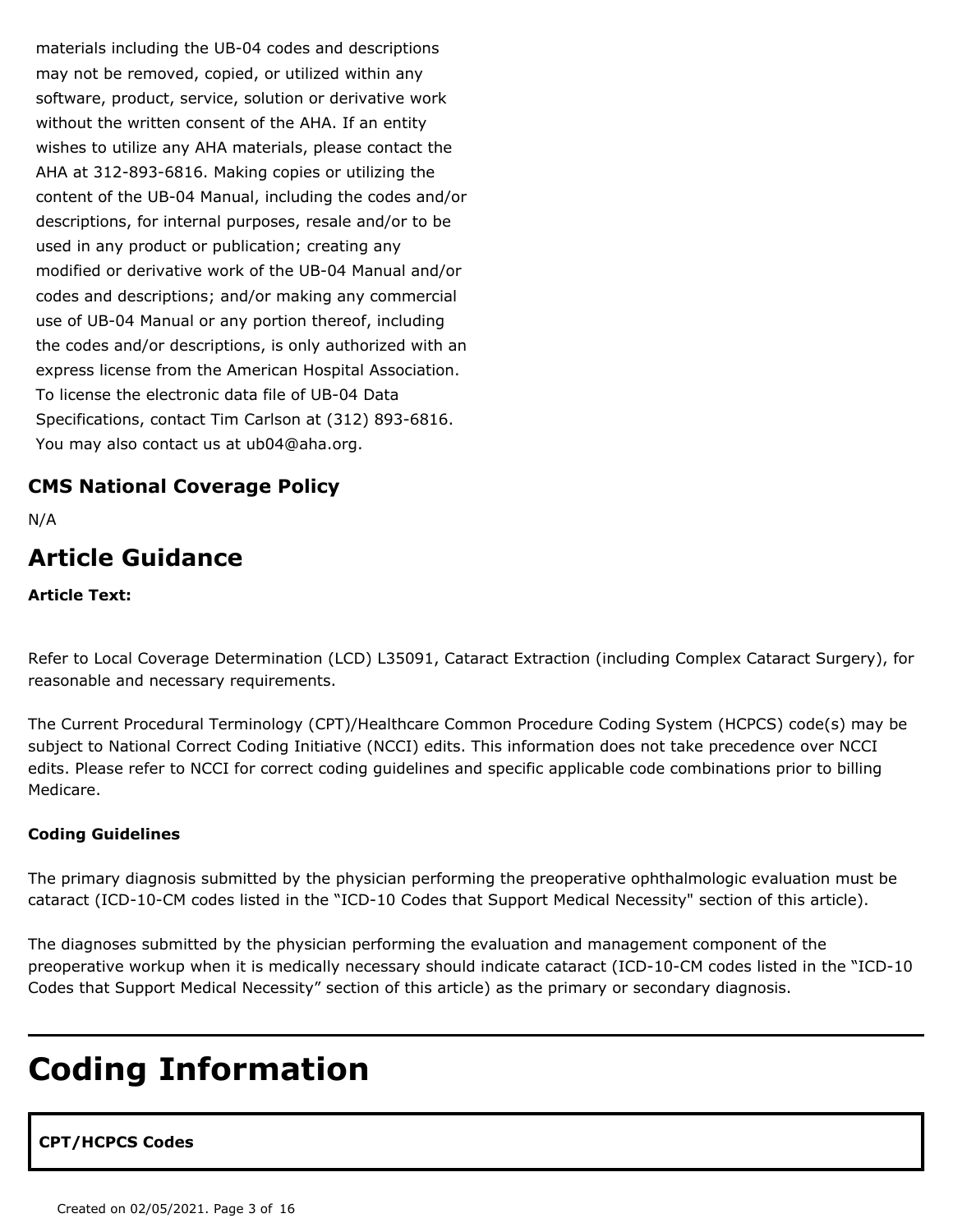materials including the UB-04 codes and descriptions may not be removed, copied, or utilized within any software, product, service, solution or derivative work without the written consent of the AHA. If an entity wishes to utilize any AHA materials, please contact the AHA at 312-893-6816. Making copies or utilizing the content of the UB-04 Manual, including the codes and/or descriptions, for internal purposes, resale and/or to be used in any product or publication; creating any modified or derivative work of the UB-04 Manual and/or codes and descriptions; and/or making any commercial use of UB-04 Manual or any portion thereof, including the codes and/or descriptions, is only authorized with an express license from the American Hospital Association. To license the electronic data file of UB-04 Data Specifications, contact Tim Carlson at (312) 893-6816. You may also contact us at ub04@aha.org.

### CMS National Coverage Policy

N/A

## Article Guidance

**Article Text:**

Refer to Local Coverage Determination (LCD) L35091, Cataract Extraction (including Complex Cataract Surgery), for reasonable and necessary requirements.

The Current Procedural Terminology (CPT)/Healthcare Common Procedure Coding System (HCPCS) code(s) may be subject to National Correct Coding Initiative (NCCI) edits. This information does not take precedence over NCCI edits. Please refer to NCCI for correct coding guidelines and specific applicable code combinations prior to billing Medicare.

**Coding Guidelines**

The primary diagnosis submitted by the physician performing the preoperative ophthalmologic evaluation must be cataract (ICD-10-CM codes listed in the "ICD-10 Codes that Support Medical Necessity" section of this article).

The diagnoses submitted by the physician performing the evaluation and management component of the preoperative workup when it is medically necessary should indicate cataract (ICD-10-CM codes listed in the "ICD-10 Codes that Support Medical Necessity" section of this article) as the primary or secondary diagnosis.

# Coding Information

**CPT/HCPCS Codes**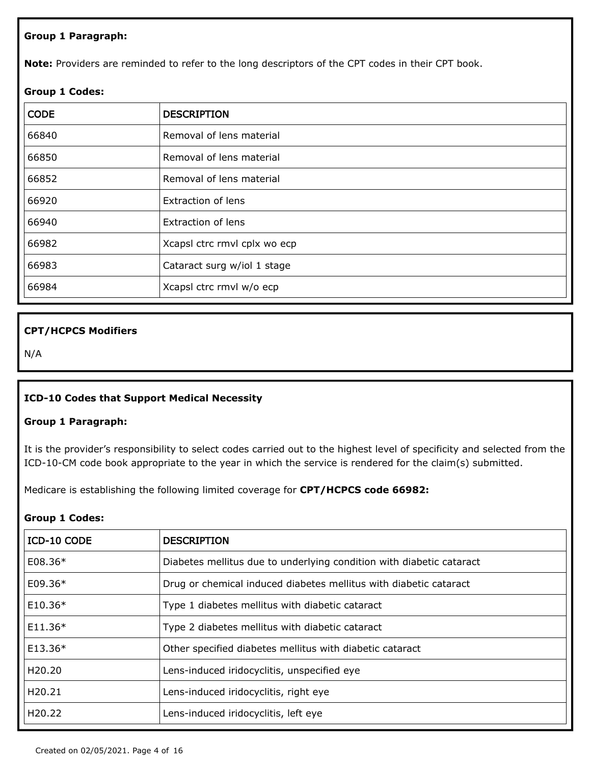**Group 1 Paragraph:**

**Note:** Providers are reminded to refer to the long descriptors of the CPT codes in their CPT book.

**Group 1 Codes:**

| CODE | DESCRIPTION |
|---|---|
| 66840 | Removal of lens material |
| 66850 | Removal of lens material |
| 66852 | Removal of lens material |
| 66920 | Extraction of lens |
| 66940 | Extraction of lens |
| 66982 | Xcapsl ctrc rmvl cplx wo ecp |
| 66983 | Cataract surg w/iol 1 stage |
| 66984 | Xcapsl ctrc rmvl w/o ecp |

**CPT/HCPCS Modifiers**

N/A

**ICD-10 Codes that Support Medical Necessity**

**Group 1 Paragraph:**

It is the provider's responsibility to select codes carried out to the highest level of specificity and selected from the ICD-10-CM code book appropriate to the year in which the service is rendered for the claim(s) submitted.

Medicare is establishing the following limited coverage for **CPT/HCPCS code 66982:**

**Group 1 Codes:**

| ICD-10 CODE | DESCRIPTION |
|---|---|
| E08.36* | Diabetes mellitus due to underlying condition with diabetic cataract |
| E09.36* | Drug or chemical induced diabetes mellitus with diabetic cataract |
| E10.36* | Type 1 diabetes mellitus with diabetic cataract |
| E11.36* | Type 2 diabetes mellitus with diabetic cataract |
| E13.36* | Other specified diabetes mellitus with diabetic cataract |
| H20.20 | Lens-induced iridocyclitis, unspecified eye |
| H20.21 | Lens-induced iridocyclitis, right eye |
| H20.22 | Lens-induced iridocyclitis, left eye |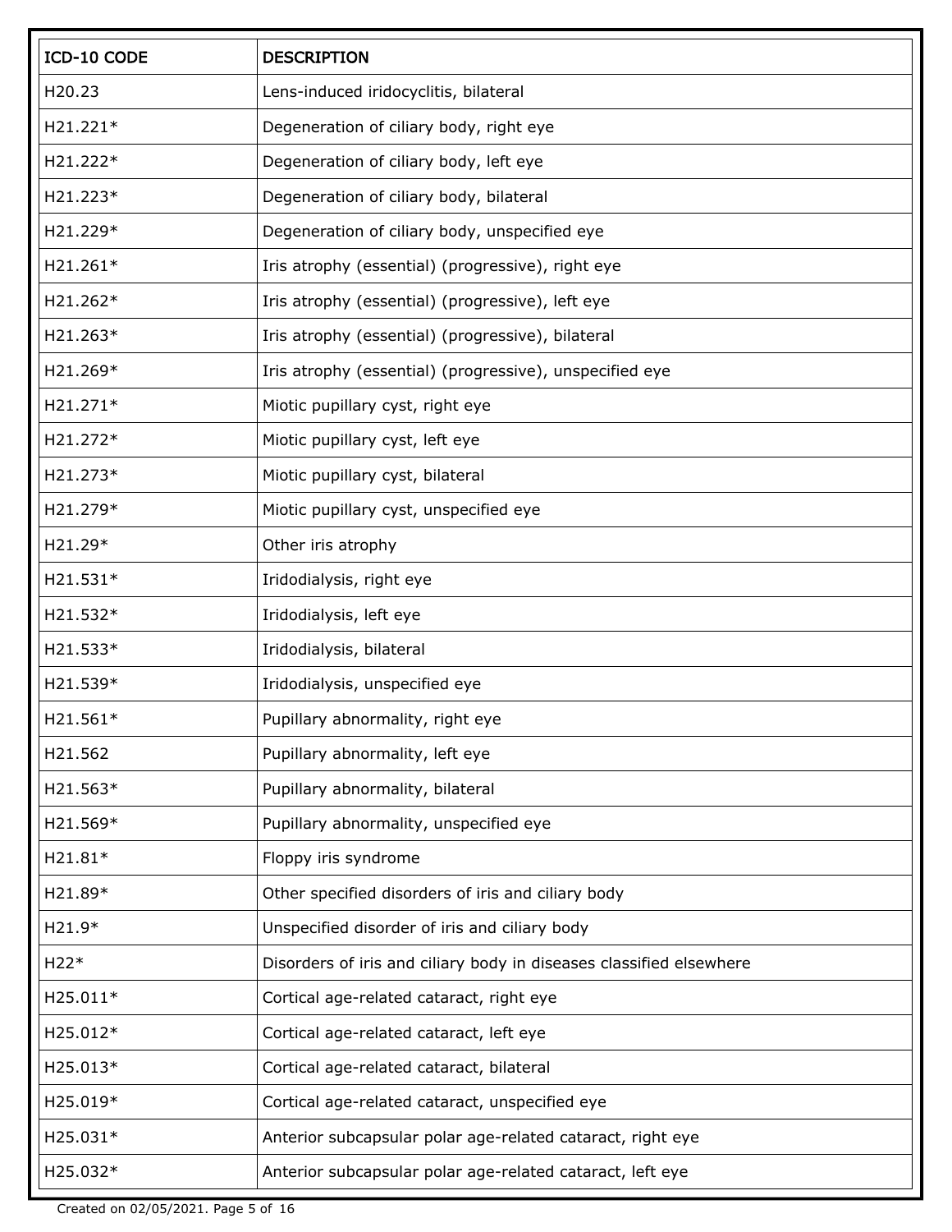| ICD-10 CODE | DESCRIPTION |
| --- | --- |
| H20.23 | Lens-induced iridocyclitis, bilateral |
| H21.221* | Degeneration of ciliary body, right eye |
| H21.222* | Degeneration of ciliary body, left eye |
| H21.223* | Degeneration of ciliary body, bilateral |
| H21.229* | Degeneration of ciliary body, unspecified eye |
| H21.261* | Iris atrophy (essential) (progressive), right eye |
| H21.262* | Iris atrophy (essential) (progressive), left eye |
| H21.263* | Iris atrophy (essential) (progressive), bilateral |
| H21.269* | Iris atrophy (essential) (progressive), unspecified eye |
| H21.271* | Miotic pupillary cyst, right eye |
| H21.272* | Miotic pupillary cyst, left eye |
| H21.273* | Miotic pupillary cyst, bilateral |
| H21.279* | Miotic pupillary cyst, unspecified eye |
| H21.29* | Other iris atrophy |
| H21.531* | Iridodialysis, right eye |
| H21.532* | Iridodialysis, left eye |
| H21.533* | Iridodialysis, bilateral |
| H21.539* | Iridodialysis, unspecified eye |
| H21.561* | Pupillary abnormality, right eye |
| H21.562 | Pupillary abnormality, left eye |
| H21.563* | Pupillary abnormality, bilateral |
| H21.569* | Pupillary abnormality, unspecified eye |
| H21.81* | Floppy iris syndrome |
| H21.89* | Other specified disorders of iris and ciliary body |
| H21.9* | Unspecified disorder of iris and ciliary body |
| H22* | Disorders of iris and ciliary body in diseases classified elsewhere |
| H25.011* | Cortical age-related cataract, right eye |
| H25.012* | Cortical age-related cataract, left eye |
| H25.013* | Cortical age-related cataract, bilateral |
| H25.019* | Cortical age-related cataract, unspecified eye |
| H25.031* | Anterior subcapsular polar age-related cataract, right eye |
| H25.032* | Anterior subcapsular polar age-related cataract, left eye |

Created on 02/05/2021.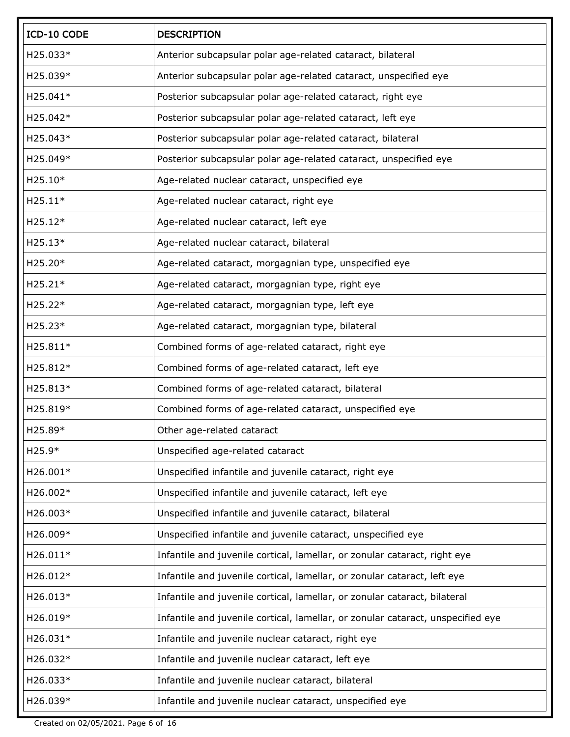| ICD-10 CODE | DESCRIPTION |
|---|---|
| H25.033* | Anterior subcapsular polar age-related cataract, bilateral |
| H25.039* | Anterior subcapsular polar age-related cataract, unspecified eye |
| H25.041* | Posterior subcapsular polar age-related cataract, right eye |
| H25.042* | Posterior subcapsular polar age-related cataract, left eye |
| H25.043* | Posterior subcapsular polar age-related cataract, bilateral |
| H25.049* | Posterior subcapsular polar age-related cataract, unspecified eye |
| H25.10* | Age-related nuclear cataract, unspecified eye |
| H25.11* | Age-related nuclear cataract, right eye |
| H25.12* | Age-related nuclear cataract, left eye |
| H25.13* | Age-related nuclear cataract, bilateral |
| H25.20* | Age-related cataract, morgagnian type, unspecified eye |
| H25.21* | Age-related cataract, morgagnian type, right eye |
| H25.22* | Age-related cataract, morgagnian type, left eye |
| H25.23* | Age-related cataract, morgagnian type, bilateral |
| H25.811* | Combined forms of age-related cataract, right eye |
| H25.812* | Combined forms of age-related cataract, left eye |
| H25.813* | Combined forms of age-related cataract, bilateral |
| H25.819* | Combined forms of age-related cataract, unspecified eye |
| H25.89* | Other age-related cataract |
| H25.9* | Unspecified age-related cataract |
| H26.001* | Unspecified infantile and juvenile cataract, right eye |
| H26.002* | Unspecified infantile and juvenile cataract, left eye |
| H26.003* | Unspecified infantile and juvenile cataract, bilateral |
| H26.009* | Unspecified infantile and juvenile cataract, unspecified eye |
| H26.011* | Infantile and juvenile cortical, lamellar, or zonular cataract, right eye |
| H26.012* | Infantile and juvenile cortical, lamellar, or zonular cataract, left eye |
| H26.013* | Infantile and juvenile cortical, lamellar, or zonular cataract, bilateral |
| H26.019* | Infantile and juvenile cortical, lamellar, or zonular cataract, unspecified eye |
| H26.031* | Infantile and juvenile nuclear cataract, right eye |
| H26.032* | Infantile and juvenile nuclear cataract, left eye |
| H26.033* | Infantile and juvenile nuclear cataract, bilateral |
| H26.039* | Infantile and juvenile nuclear cataract, unspecified eye |

Created on 02/05/2021.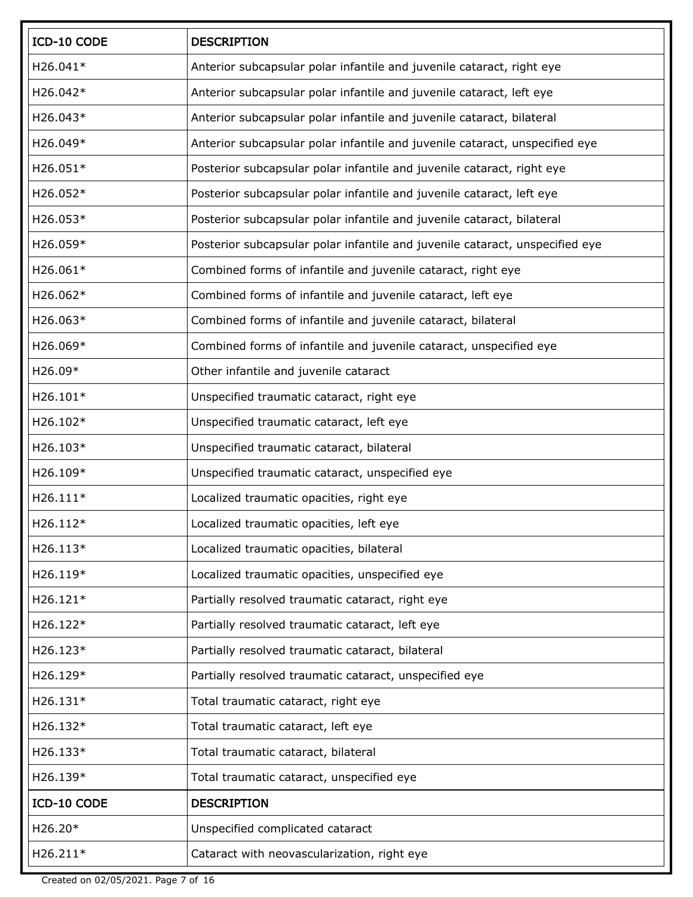| ICD-10 CODE | DESCRIPTION |
|---|---|
| H26.041* | Anterior subcapsular polar infantile and juvenile cataract, right eye |
| H26.042* | Anterior subcapsular polar infantile and juvenile cataract, left eye |
| H26.043* | Anterior subcapsular polar infantile and juvenile cataract, bilateral |
| H26.049* | Anterior subcapsular polar infantile and juvenile cataract, unspecified eye |
| H26.051* | Posterior subcapsular polar infantile and juvenile cataract, right eye |
| H26.052* | Posterior subcapsular polar infantile and juvenile cataract, left eye |
| H26.053* | Posterior subcapsular polar infantile and juvenile cataract, bilateral |
| H26.059* | Posterior subcapsular polar infantile and juvenile cataract, unspecified eye |
| H26.061* | Combined forms of infantile and juvenile cataract, right eye |
| H26.062* | Combined forms of infantile and juvenile cataract, left eye |
| H26.063* | Combined forms of infantile and juvenile cataract, bilateral |
| H26.069* | Combined forms of infantile and juvenile cataract, unspecified eye |
| H26.09* | Other infantile and juvenile cataract |
| H26.101* | Unspecified traumatic cataract, right eye |
| H26.102* | Unspecified traumatic cataract, left eye |
| H26.103* | Unspecified traumatic cataract, bilateral |
| H26.109* | Unspecified traumatic cataract, unspecified eye |
| H26.111* | Localized traumatic opacities, right eye |
| H26.112* | Localized traumatic opacities, left eye |
| H26.113* | Localized traumatic opacities, bilateral |
| H26.119* | Localized traumatic opacities, unspecified eye |
| H26.121* | Partially resolved traumatic cataract, right eye |
| H26.122* | Partially resolved traumatic cataract, left eye |
| H26.123* | Partially resolved traumatic cataract, bilateral |
| H26.129* | Partially resolved traumatic cataract, unspecified eye |
| H26.131* | Total traumatic cataract, right eye |
| H26.132* | Total traumatic cataract, left eye |
| H26.133* | Total traumatic cataract, bilateral |
| H26.139* | Total traumatic cataract, unspecified eye |
| ICD-10 CODE | DESCRIPTION |
| H26.20* | Unspecified complicated cataract |
| H26.211* | Cataract with neovascularization, right eye |

Created on 02/05/2021.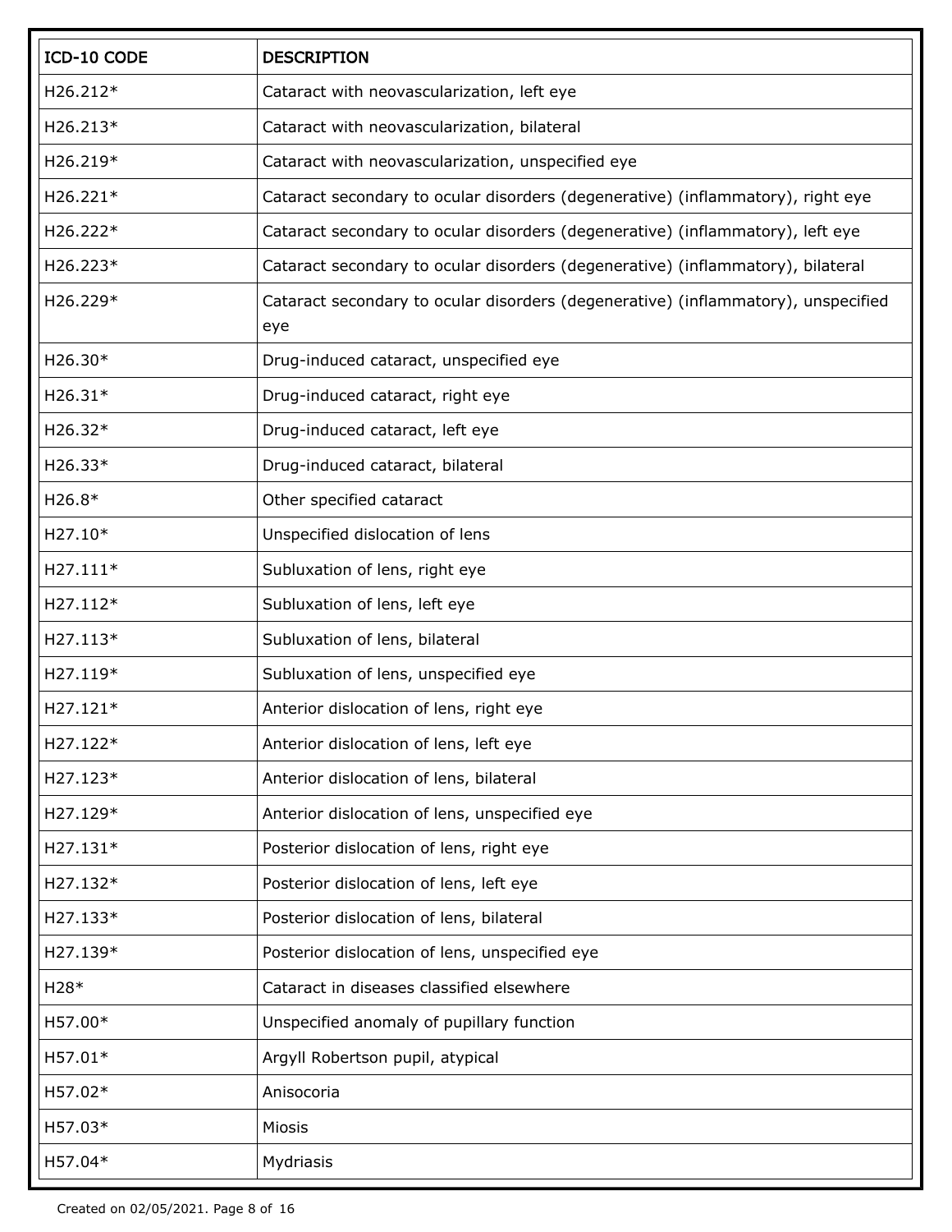| ICD-10 CODE | DESCRIPTION |
| --- | --- |
| H26.212* | Cataract with neovascularization, left eye |
| H26.213* | Cataract with neovascularization, bilateral |
| H26.219* | Cataract with neovascularization, unspecified eye |
| H26.221* | Cataract secondary to ocular disorders (degenerative) (inflammatory), right eye |
| H26.222* | Cataract secondary to ocular disorders (degenerative) (inflammatory), left eye |
| H26.223* | Cataract secondary to ocular disorders (degenerative) (inflammatory), bilateral |
| H26.229* | Cataract secondary to ocular disorders (degenerative) (inflammatory), unspecified eye |
| H26.30* | Drug-induced cataract, unspecified eye |
| H26.31* | Drug-induced cataract, right eye |
| H26.32* | Drug-induced cataract, left eye |
| H26.33* | Drug-induced cataract, bilateral |
| H26.8* | Other specified cataract |
| H27.10* | Unspecified dislocation of lens |
| H27.111* | Subluxation of lens, right eye |
| H27.112* | Subluxation of lens, left eye |
| H27.113* | Subluxation of lens, bilateral |
| H27.119* | Subluxation of lens, unspecified eye |
| H27.121* | Anterior dislocation of lens, right eye |
| H27.122* | Anterior dislocation of lens, left eye |
| H27.123* | Anterior dislocation of lens, bilateral |
| H27.129* | Anterior dislocation of lens, unspecified eye |
| H27.131* | Posterior dislocation of lens, right eye |
| H27.132* | Posterior dislocation of lens, left eye |
| H27.133* | Posterior dislocation of lens, bilateral |
| H27.139* | Posterior dislocation of lens, unspecified eye |
| H28* | Cataract in diseases classified elsewhere |
| H57.00* | Unspecified anomaly of pupillary function |
| H57.01* | Argyll Robertson pupil, atypical |
| H57.02* | Anisocoria |
| H57.03* | Miosis |
| H57.04* | Mydriasis |

Created on 02/05/2021.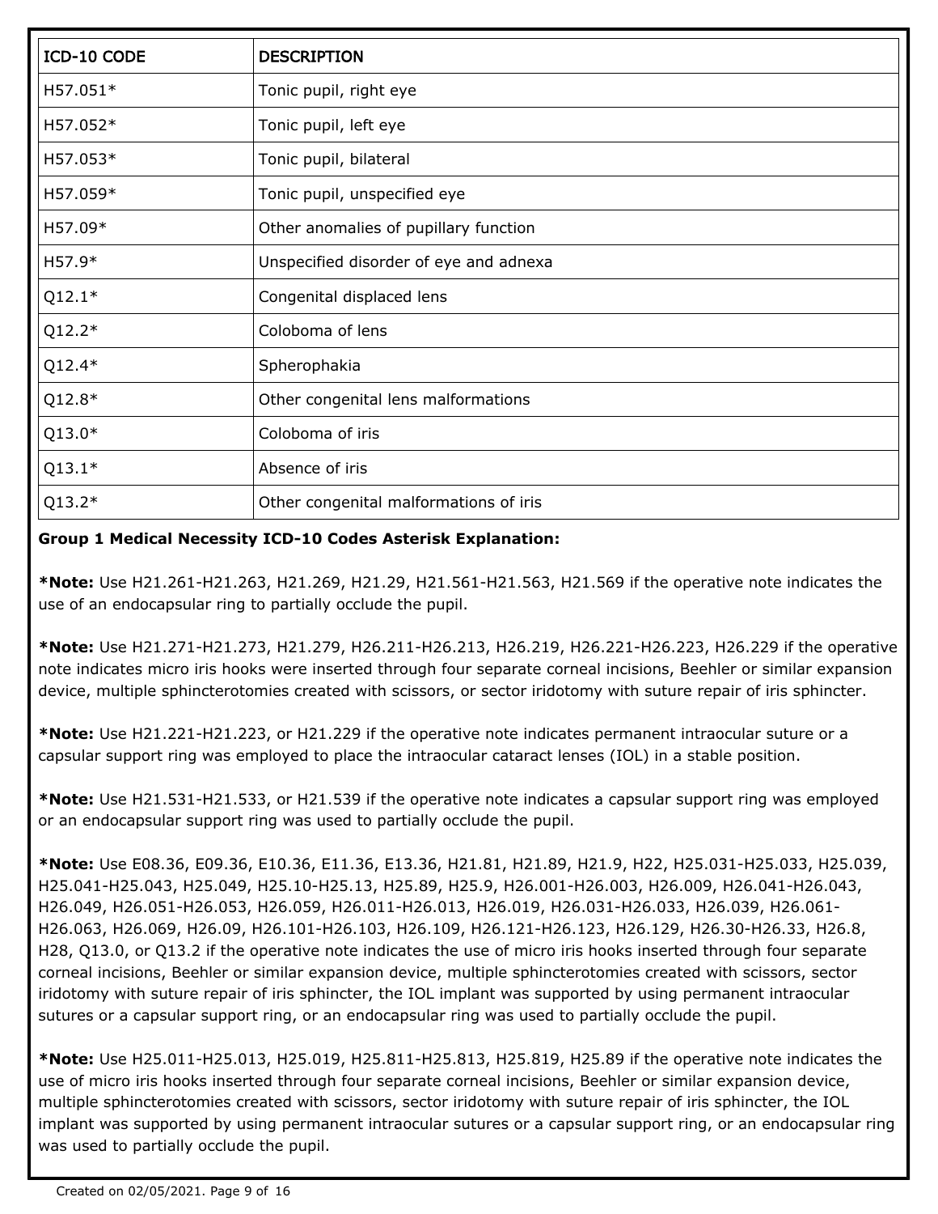| ICD-10 CODE | DESCRIPTION |
| --- | --- |
| H57.051* | Tonic pupil, right eye |
| H57.052* | Tonic pupil, left eye |
| H57.053* | Tonic pupil, bilateral |
| H57.059* | Tonic pupil, unspecified eye |
| H57.09* | Other anomalies of pupillary function |
| H57.9* | Unspecified disorder of eye and adnexa |
| Q12.1* | Congenital displaced lens |
| Q12.2* | Coloboma of lens |
| Q12.4* | Spherophakia |
| Q12.8* | Other congenital lens malformations |
| Q13.0* | Coloboma of iris |
| Q13.1* | Absence of iris |
| Q13.2* | Other congenital malformations of iris |

**Group 1 Medical Necessity ICD-10 Codes Asterisk Explanation:**

***Note:** Use H21.261-H21.263, H21.269, H21.29, H21.561-H21.563, H21.569 if the operative note indicates the use of an endocapsular ring to partially occlude the pupil.

***Note:** Use H21.271-H21.273, H21.279, H26.211-H26.213, H26.219, H26.221-H26.223, H26.229 if the operative note indicates micro iris hooks were inserted through four separate corneal incisions, Beehler or similar expansion device, multiple sphincterotomies created with scissors, or sector iridotomy with suture repair of iris sphincter.

***Note:** Use H21.221-H21.223, or H21.229 if the operative note indicates permanent intraocular suture or a capsular support ring was employed to place the intraocular cataract lenses (IOL) in a stable position.

***Note:** Use H21.531-H21.533, or H21.539 if the operative note indicates a capsular support ring was employed or an endocapsular support ring was used to partially occlude the pupil.

***Note:** Use E08.36, E09.36, E10.36, E11.36, E13.36, H21.81, H21.89, H21.9, H22, H25.031-H25.033, H25.039, H25.041-H25.043, H25.049, H25.10-H25.13, H25.89, H25.9, H26.001-H26.003, H26.009, H26.041-H26.043, H26.049, H26.051-H26.053, H26.059, H26.011-H26.013, H26.019, H26.031-H26.033, H26.039, H26.061-H26.063, H26.069, H26.09, H26.101-H26.103, H26.109, H26.121-H26.123, H26.129, H26.30-H26.33, H26.8, H28, Q13.0, or Q13.2 if the operative note indicates the use of micro iris hooks inserted through four separate corneal incisions, Beehler or similar expansion device, multiple sphincterotomies created with scissors, sector iridotomy with suture repair of iris sphincter, the IOL implant was supported by using permanent intraocular sutures or a capsular support ring, or an endocapsular ring was used to partially occlude the pupil.

***Note:** Use H25.011-H25.013, H25.019, H25.811-H25.813, H25.819, H25.89 if the operative note indicates the use of micro iris hooks inserted through four separate corneal incisions, Beehler or similar expansion device, multiple sphincterotomies created with scissors, sector iridotomy with suture repair of iris sphincter, the IOL implant was supported by using permanent intraocular sutures or a capsular support ring, or an endocapsular ring was used to partially occlude the pupil.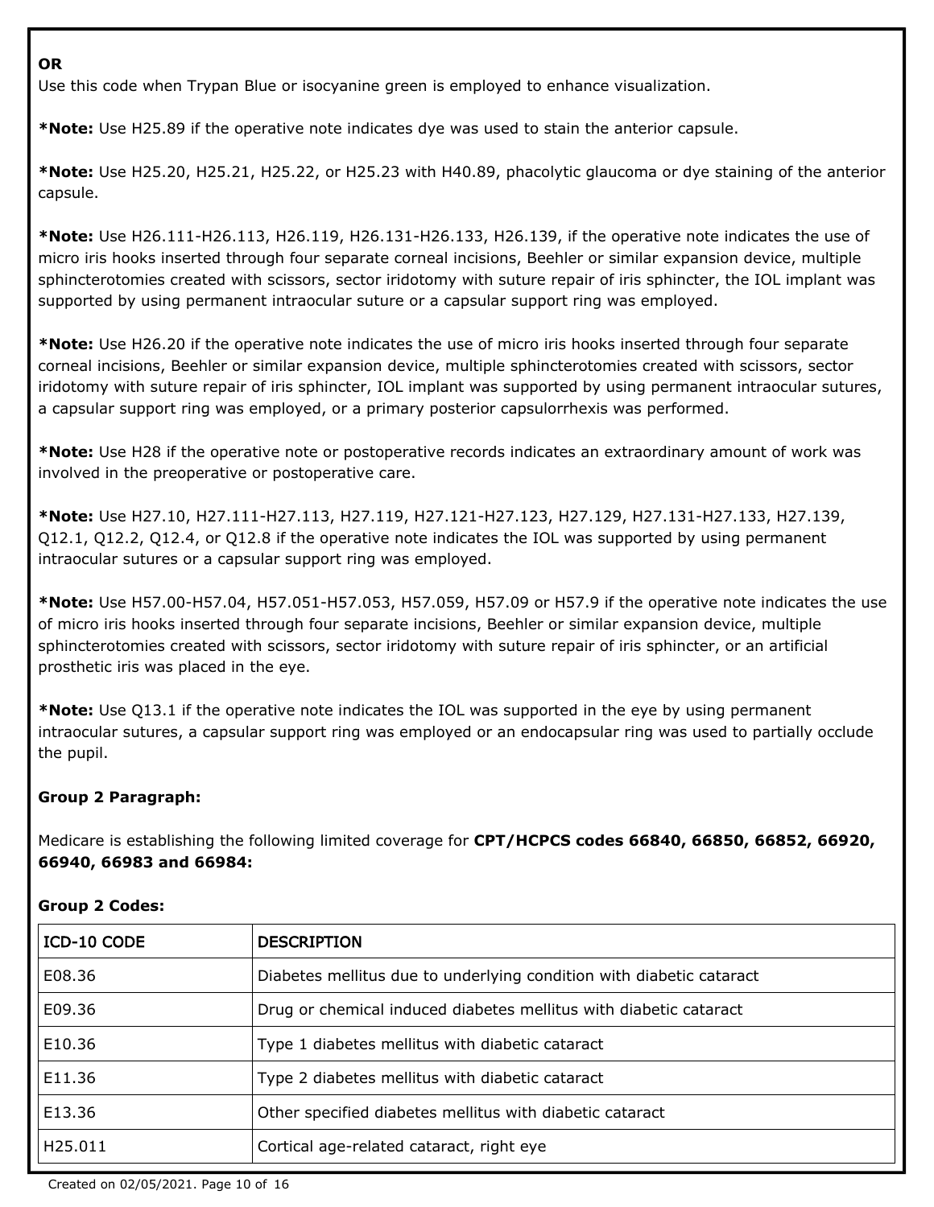**OR**
Use this code when Trypan Blue or isocyanine green is employed to enhance visualization.

***Note:** Use H25.89 if the operative note indicates dye was used to stain the anterior capsule.

***Note:** Use H25.20, H25.21, H25.22, or H25.23 with H40.89, phacolytic glaucoma or dye staining of the anterior capsule.

***Note:** Use H26.111-H26.113, H26.119, H26.131-H26.133, H26.139, if the operative note indicates the use of micro iris hooks inserted through four separate corneal incisions, Beehler or similar expansion device, multiple sphincterotomies created with scissors, sector iridotomy with suture repair of iris sphincter, the IOL implant was supported by using permanent intraocular suture or a capsular support ring was employed.

***Note:** Use H26.20 if the operative note indicates the use of micro iris hooks inserted through four separate corneal incisions, Beehler or similar expansion device, multiple sphincterotomies created with scissors, sector iridotomy with suture repair of iris sphincter, IOL implant was supported by using permanent intraocular sutures, a capsular support ring was employed, or a primary posterior capsulorrhexis was performed.

***Note:** Use H28 if the operative note or postoperative records indicates an extraordinary amount of work was involved in the preoperative or postoperative care.

***Note:** Use H27.10, H27.111-H27.113, H27.119, H27.121-H27.123, H27.129, H27.131-H27.133, H27.139, Q12.1, Q12.2, Q12.4, or Q12.8 if the operative note indicates the IOL was supported by using permanent intraocular sutures or a capsular support ring was employed.

***Note:** Use H57.00-H57.04, H57.051-H57.053, H57.059, H57.09 or H57.9 if the operative note indicates the use of micro iris hooks inserted through four separate incisions, Beehler or similar expansion device, multiple sphincterotomies created with scissors, sector iridotomy with suture repair of iris sphincter, or an artificial prosthetic iris was placed in the eye.

***Note:** Use Q13.1 if the operative note indicates the IOL was supported in the eye by using permanent intraocular sutures, a capsular support ring was employed or an endocapsular ring was used to partially occlude the pupil.

**Group 2 Paragraph:**

Medicare is establishing the following limited coverage for **CPT/HCPCS codes 66840, 66850, 66852, 66920, 66940, 66983 and 66984:**

**Group 2 Codes:**

| ICD-10 CODE | DESCRIPTION |
|---|---|
| E08.36 | Diabetes mellitus due to underlying condition with diabetic cataract |
| E09.36 | Drug or chemical induced diabetes mellitus with diabetic cataract |
| E10.36 | Type 1 diabetes mellitus with diabetic cataract |
| E11.36 | Type 2 diabetes mellitus with diabetic cataract |
| E13.36 | Other specified diabetes mellitus with diabetic cataract |
| H25.011 | Cortical age-related cataract, right eye |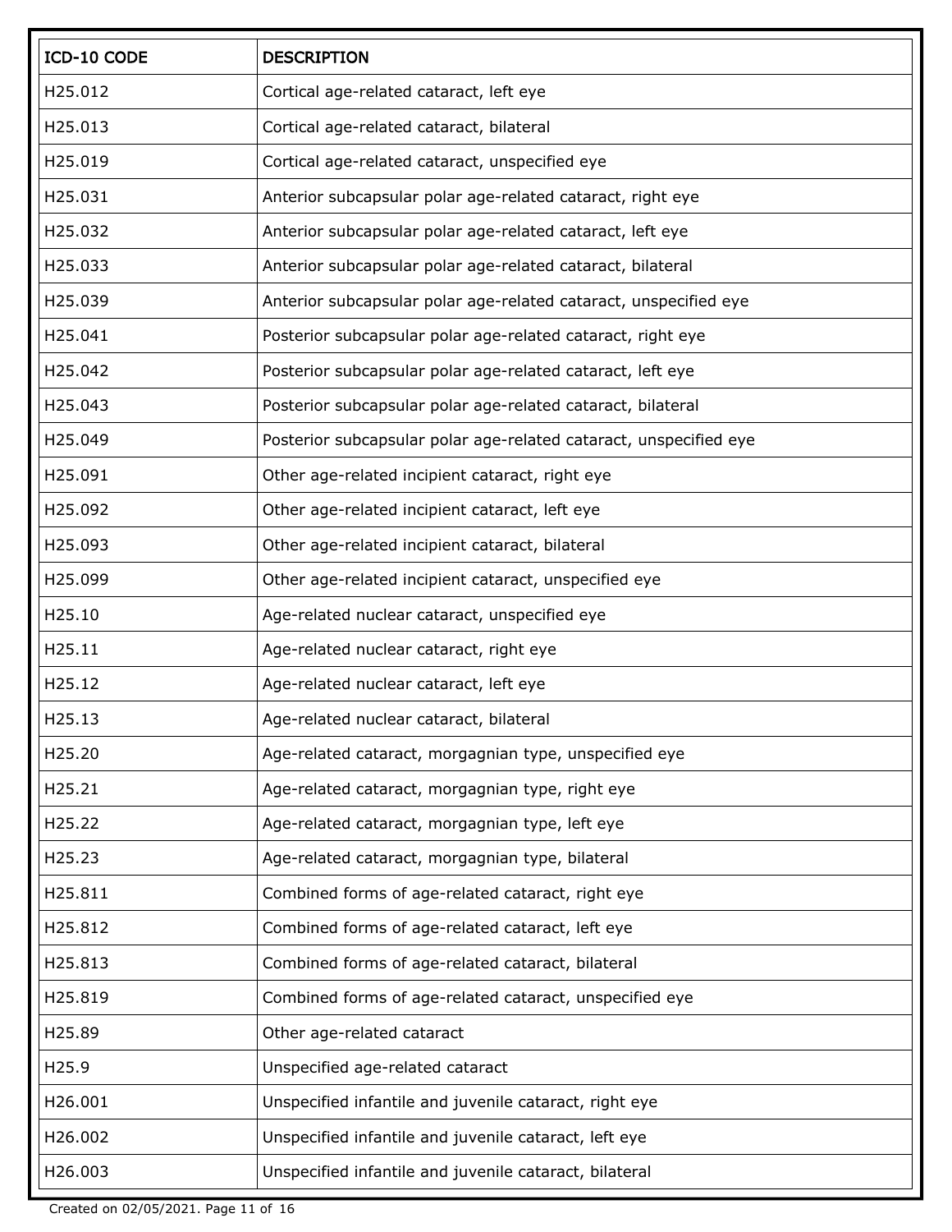| ICD-10 CODE | DESCRIPTION |
|---|---|
| H25.012 | Cortical age-related cataract, left eye |
| H25.013 | Cortical age-related cataract, bilateral |
| H25.019 | Cortical age-related cataract, unspecified eye |
| H25.031 | Anterior subcapsular polar age-related cataract, right eye |
| H25.032 | Anterior subcapsular polar age-related cataract, left eye |
| H25.033 | Anterior subcapsular polar age-related cataract, bilateral |
| H25.039 | Anterior subcapsular polar age-related cataract, unspecified eye |
| H25.041 | Posterior subcapsular polar age-related cataract, right eye |
| H25.042 | Posterior subcapsular polar age-related cataract, left eye |
| H25.043 | Posterior subcapsular polar age-related cataract, bilateral |
| H25.049 | Posterior subcapsular polar age-related cataract, unspecified eye |
| H25.091 | Other age-related incipient cataract, right eye |
| H25.092 | Other age-related incipient cataract, left eye |
| H25.093 | Other age-related incipient cataract, bilateral |
| H25.099 | Other age-related incipient cataract, unspecified eye |
| H25.10 | Age-related nuclear cataract, unspecified eye |
| H25.11 | Age-related nuclear cataract, right eye |
| H25.12 | Age-related nuclear cataract, left eye |
| H25.13 | Age-related nuclear cataract, bilateral |
| H25.20 | Age-related cataract, morgagnian type, unspecified eye |
| H25.21 | Age-related cataract, morgagnian type, right eye |
| H25.22 | Age-related cataract, morgagnian type, left eye |
| H25.23 | Age-related cataract, morgagnian type, bilateral |
| H25.811 | Combined forms of age-related cataract, right eye |
| H25.812 | Combined forms of age-related cataract, left eye |
| H25.813 | Combined forms of age-related cataract, bilateral |
| H25.819 | Combined forms of age-related cataract, unspecified eye |
| H25.89 | Other age-related cataract |
| H25.9 | Unspecified age-related cataract |
| H26.001 | Unspecified infantile and juvenile cataract, right eye |
| H26.002 | Unspecified infantile and juvenile cataract, left eye |
| H26.003 | Unspecified infantile and juvenile cataract, bilateral |

Created on 02/05/2021.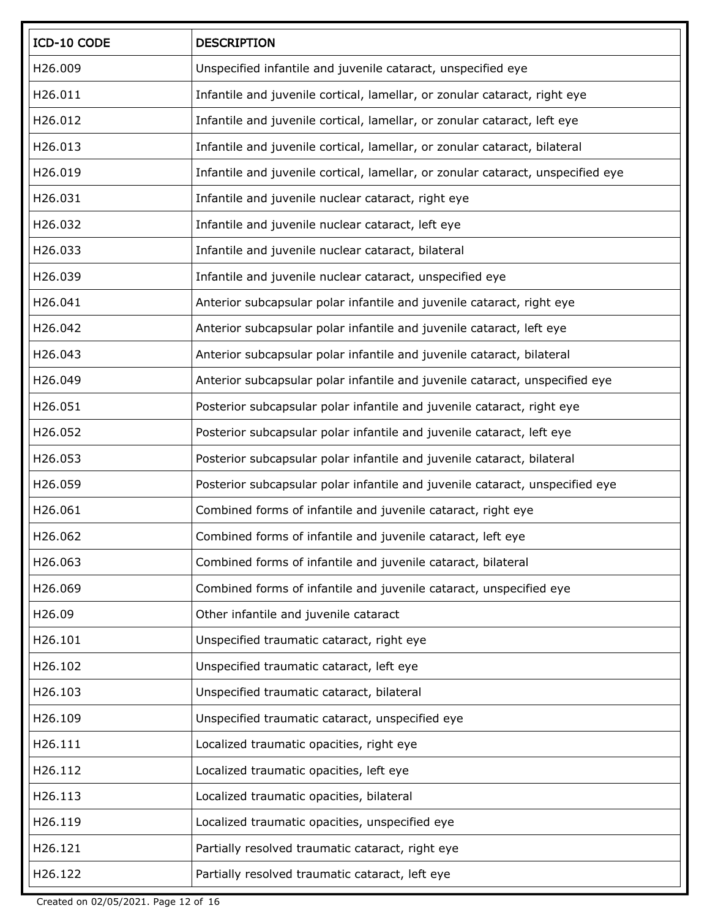| ICD-10 CODE | DESCRIPTION |
|---|---|
| H26.009 | Unspecified infantile and juvenile cataract, unspecified eye |
| H26.011 | Infantile and juvenile cortical, lamellar, or zonular cataract, right eye |
| H26.012 | Infantile and juvenile cortical, lamellar, or zonular cataract, left eye |
| H26.013 | Infantile and juvenile cortical, lamellar, or zonular cataract, bilateral |
| H26.019 | Infantile and juvenile cortical, lamellar, or zonular cataract, unspecified eye |
| H26.031 | Infantile and juvenile nuclear cataract, right eye |
| H26.032 | Infantile and juvenile nuclear cataract, left eye |
| H26.033 | Infantile and juvenile nuclear cataract, bilateral |
| H26.039 | Infantile and juvenile nuclear cataract, unspecified eye |
| H26.041 | Anterior subcapsular polar infantile and juvenile cataract, right eye |
| H26.042 | Anterior subcapsular polar infantile and juvenile cataract, left eye |
| H26.043 | Anterior subcapsular polar infantile and juvenile cataract, bilateral |
| H26.049 | Anterior subcapsular polar infantile and juvenile cataract, unspecified eye |
| H26.051 | Posterior subcapsular polar infantile and juvenile cataract, right eye |
| H26.052 | Posterior subcapsular polar infantile and juvenile cataract, left eye |
| H26.053 | Posterior subcapsular polar infantile and juvenile cataract, bilateral |
| H26.059 | Posterior subcapsular polar infantile and juvenile cataract, unspecified eye |
| H26.061 | Combined forms of infantile and juvenile cataract, right eye |
| H26.062 | Combined forms of infantile and juvenile cataract, left eye |
| H26.063 | Combined forms of infantile and juvenile cataract, bilateral |
| H26.069 | Combined forms of infantile and juvenile cataract, unspecified eye |
| H26.09 | Other infantile and juvenile cataract |
| H26.101 | Unspecified traumatic cataract, right eye |
| H26.102 | Unspecified traumatic cataract, left eye |
| H26.103 | Unspecified traumatic cataract, bilateral |
| H26.109 | Unspecified traumatic cataract, unspecified eye |
| H26.111 | Localized traumatic opacities, right eye |
| H26.112 | Localized traumatic opacities, left eye |
| H26.113 | Localized traumatic opacities, bilateral |
| H26.119 | Localized traumatic opacities, unspecified eye |
| H26.121 | Partially resolved traumatic cataract, right eye |
| H26.122 | Partially resolved traumatic cataract, left eye |

Created on 02/05/2021.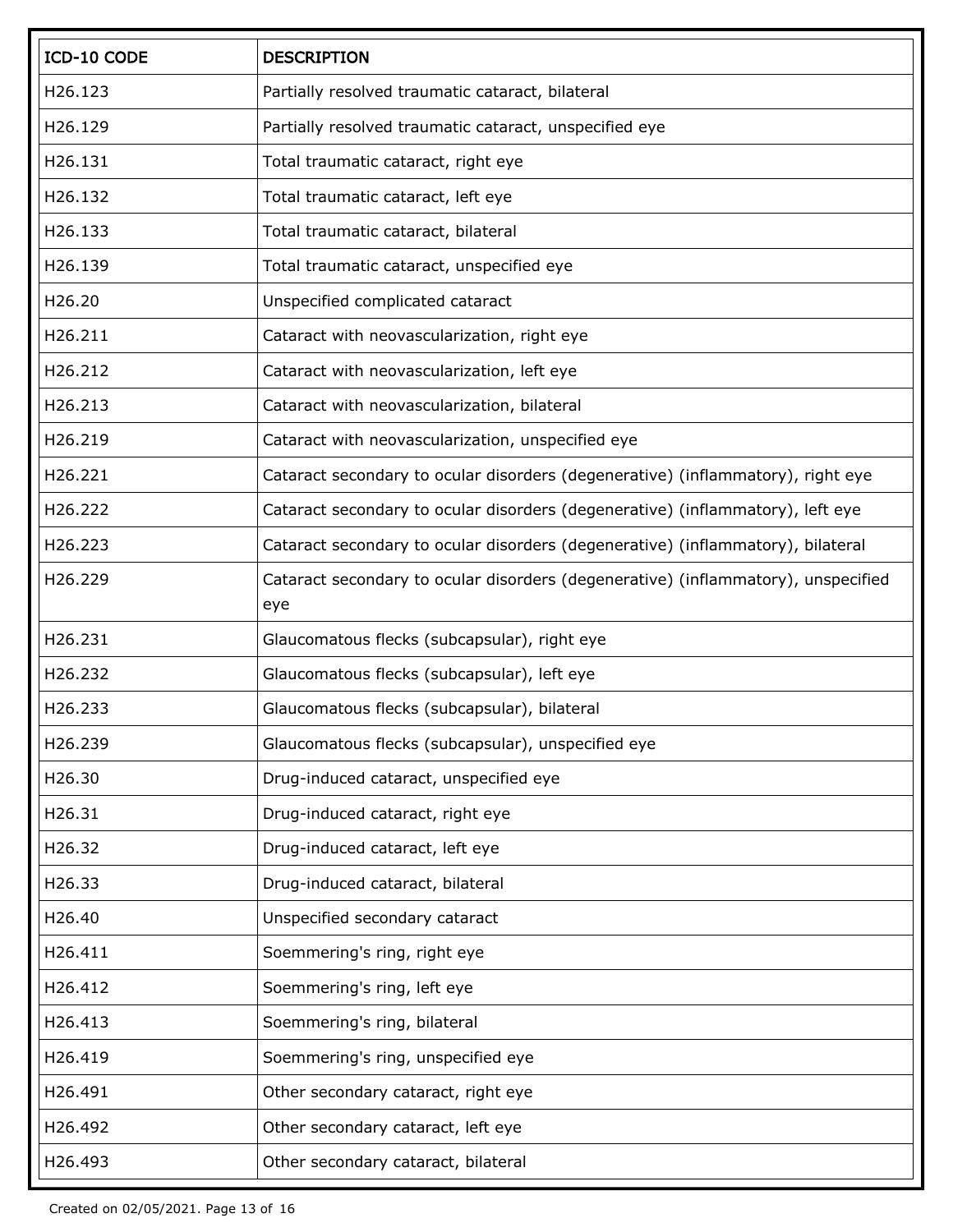| ICD-10 CODE | DESCRIPTION |
| --- | --- |
| H26.123 | Partially resolved traumatic cataract, bilateral |
| H26.129 | Partially resolved traumatic cataract, unspecified eye |
| H26.131 | Total traumatic cataract, right eye |
| H26.132 | Total traumatic cataract, left eye |
| H26.133 | Total traumatic cataract, bilateral |
| H26.139 | Total traumatic cataract, unspecified eye |
| H26.20 | Unspecified complicated cataract |
| H26.211 | Cataract with neovascularization, right eye |
| H26.212 | Cataract with neovascularization, left eye |
| H26.213 | Cataract with neovascularization, bilateral |
| H26.219 | Cataract with neovascularization, unspecified eye |
| H26.221 | Cataract secondary to ocular disorders (degenerative) (inflammatory), right eye |
| H26.222 | Cataract secondary to ocular disorders (degenerative) (inflammatory), left eye |
| H26.223 | Cataract secondary to ocular disorders (degenerative) (inflammatory), bilateral |
| H26.229 | Cataract secondary to ocular disorders (degenerative) (inflammatory), unspecified eye |
| H26.231 | Glaucomatous flecks (subcapsular), right eye |
| H26.232 | Glaucomatous flecks (subcapsular), left eye |
| H26.233 | Glaucomatous flecks (subcapsular), bilateral |
| H26.239 | Glaucomatous flecks (subcapsular), unspecified eye |
| H26.30 | Drug-induced cataract, unspecified eye |
| H26.31 | Drug-induced cataract, right eye |
| H26.32 | Drug-induced cataract, left eye |
| H26.33 | Drug-induced cataract, bilateral |
| H26.40 | Unspecified secondary cataract |
| H26.411 | Soemmering's ring, right eye |
| H26.412 | Soemmering's ring, left eye |
| H26.413 | Soemmering's ring, bilateral |
| H26.419 | Soemmering's ring, unspecified eye |
| H26.491 | Other secondary cataract, right eye |
| H26.492 | Other secondary cataract, left eye |
| H26.493 | Other secondary cataract, bilateral |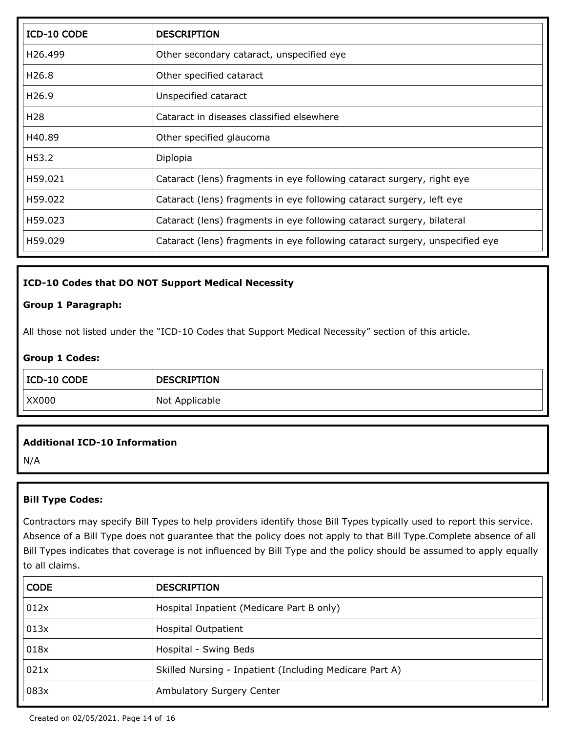| ICD-10 CODE | DESCRIPTION |
|---|---|
| H26.499 | Other secondary cataract, unspecified eye |
| H26.8 | Other specified cataract |
| H26.9 | Unspecified cataract |
| H28 | Cataract in diseases classified elsewhere |
| H40.89 | Other specified glaucoma |
| H53.2 | Diplopia |
| H59.021 | Cataract (lens) fragments in eye following cataract surgery, right eye |
| H59.022 | Cataract (lens) fragments in eye following cataract surgery, left eye |
| H59.023 | Cataract (lens) fragments in eye following cataract surgery, bilateral |
| H59.029 | Cataract (lens) fragments in eye following cataract surgery, unspecified eye |

**ICD-10 Codes that DO NOT Support Medical Necessity**

**Group 1 Paragraph:**

All those not listed under the "ICD-10 Codes that Support Medical Necessity" section of this article.

**Group 1 Codes:**

| ICD-10 CODE | DESCRIPTION |
|---|---|
| XX000 | Not Applicable |

**Additional ICD-10 Information**

N/A

**Bill Type Codes:**

Contractors may specify Bill Types to help providers identify those Bill Types typically used to report this service. Absence of a Bill Type does not guarantee that the policy does not apply to that Bill Type.Complete absence of all Bill Types indicates that coverage is not influenced by Bill Type and the policy should be assumed to apply equally to all claims.

| CODE | DESCRIPTION |
|---|---|
| 012x | Hospital Inpatient (Medicare Part B only) |
| 013x | Hospital Outpatient |
| 018x | Hospital - Swing Beds |
| 021x | Skilled Nursing - Inpatient (Including Medicare Part A) |
| 083x | Ambulatory Surgery Center |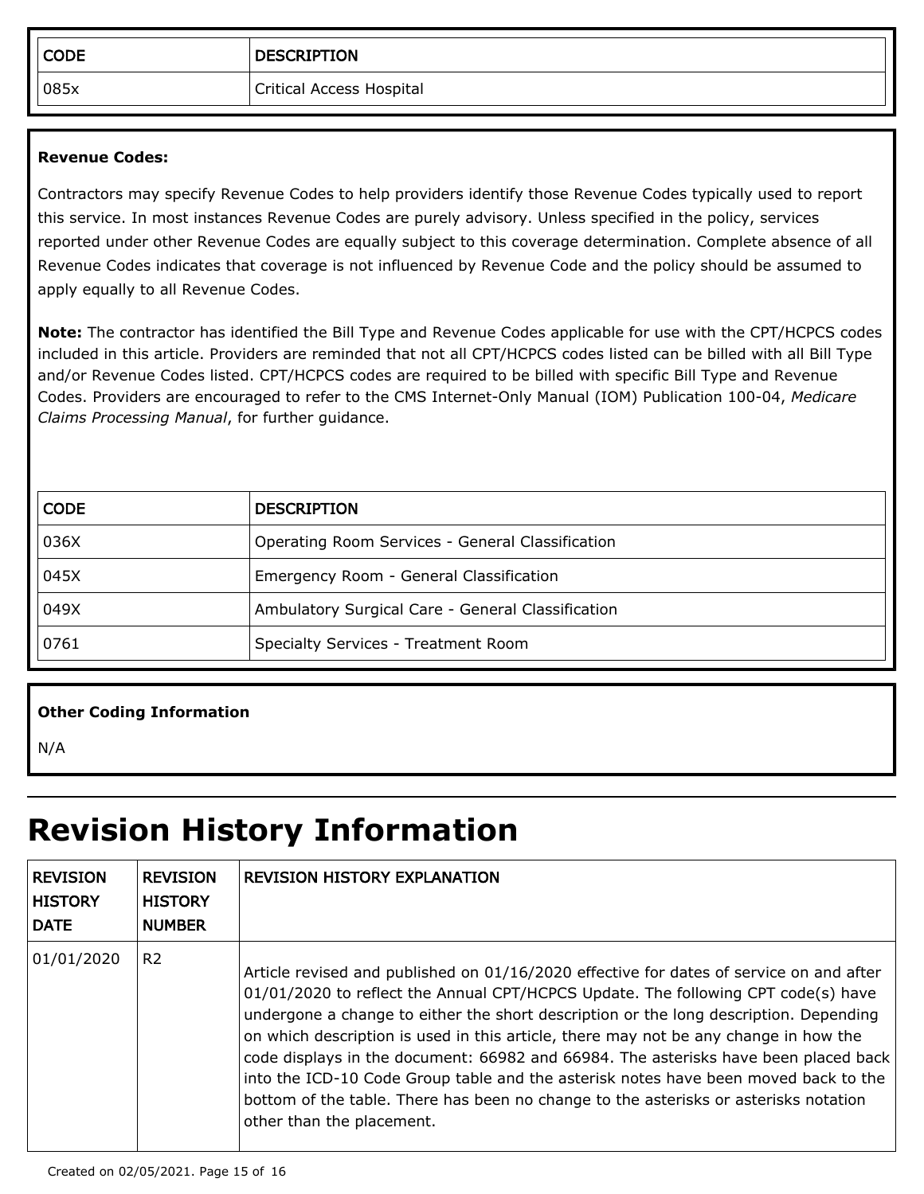| CODE | DESCRIPTION |
| --- | --- |
| 085x | Critical Access Hospital |

**Revenue Codes:**

Contractors may specify Revenue Codes to help providers identify those Revenue Codes typically used to report this service. In most instances Revenue Codes are purely advisory. Unless specified in the policy, services reported under other Revenue Codes are equally subject to this coverage determination. Complete absence of all Revenue Codes indicates that coverage is not influenced by Revenue Code and the policy should be assumed to apply equally to all Revenue Codes.

**Note:** The contractor has identified the Bill Type and Revenue Codes applicable for use with the CPT/HCPCS codes included in this article. Providers are reminded that not all CPT/HCPCS codes listed can be billed with all Bill Type and/or Revenue Codes listed. CPT/HCPCS codes are required to be billed with specific Bill Type and Revenue Codes. Providers are encouraged to refer to the CMS Internet-Only Manual (IOM) Publication 100-04, *Medicare Claims Processing Manual*, for further guidance.

| CODE | DESCRIPTION |
| --- | --- |
| 036X | Operating Room Services - General Classification |
| 045X | Emergency Room - General Classification |
| 049X | Ambulatory Surgical Care - General Classification |
| 0761 | Specialty Services - Treatment Room |

**Other Coding Information**

N/A

# Revision History Information

| REVISION HISTORY DATE | REVISION HISTORY NUMBER | REVISION HISTORY EXPLANATION |
| --- | --- | --- |
| 01/01/2020 | R2 | Article revised and published on 01/16/2020 effective for dates of service on and after 01/01/2020 to reflect the Annual CPT/HCPCS Update. The following CPT code(s) have undergone a change to either the short description or the long description. Depending on which description is used in this article, there may not be any change in how the code displays in the document: 66982 and 66984. The asterisks have been placed back into the ICD-10 Code Group table and the asterisk notes have been moved back to the bottom of the table. There has been no change to the asterisks or asterisks notation other than the placement. |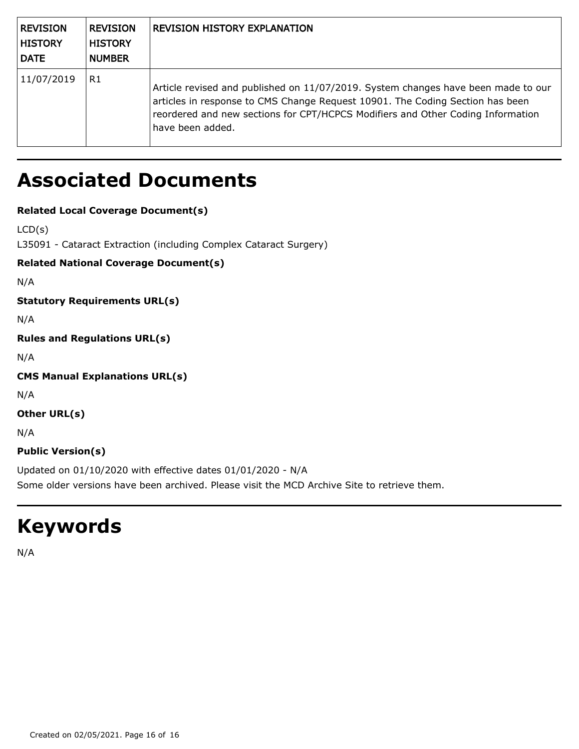| REVISION HISTORY DATE | REVISION HISTORY NUMBER | REVISION HISTORY EXPLANATION |
|---|---|---|
| 11/07/2019 | R1 | Article revised and published on 11/07/2019. System changes have been made to our articles in response to CMS Change Request 10901. The Coding Section has been reordered and new sections for CPT/HCPCS Modifiers and Other Coding Information have been added. |

# Associated Documents

**Related Local Coverage Document(s)**

LCD(s)
L35091 - Cataract Extraction (including Complex Cataract Surgery)

**Related National Coverage Document(s)**

N/A

**Statutory Requirements URL(s)**

N/A

**Rules and Regulations URL(s)**

N/A

**CMS Manual Explanations URL(s)**

N/A

**Other URL(s)**

N/A

**Public Version(s)**

Updated on 01/10/2020 with effective dates 01/01/2020 - N/A
Some older versions have been archived. Please visit the MCD Archive Site to retrieve them.

# Keywords

N/A